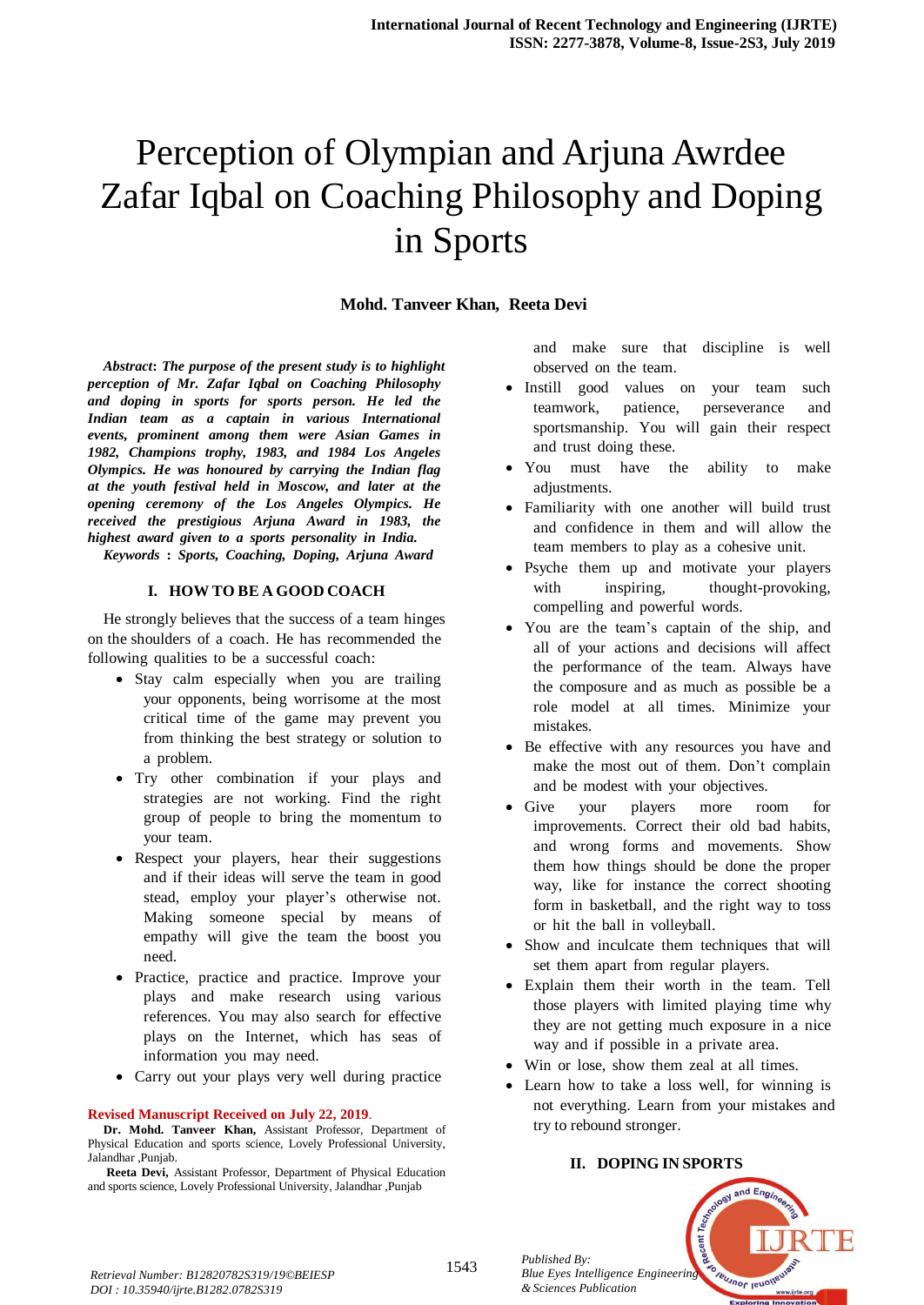# Perception of Olympian and Arjuna Awrdee Zafar Iqbal on Coaching Philosophy and Doping in Sports

**Mohd. Tanveer Khan, Reeta Devi**

***Abstract*: *The purpose of the present study is to highlight perception of Mr. Zafar Iqbal on Coaching Philosophy and doping in sports for sports person. He led the Indian team as a captain in various International events, prominent among them were Asian Games in 1982, Champions trophy, 1983, and 1984 Los Angeles Olympics. He was honoured by carrying the Indian flag at the youth festival held in Moscow, and later at the opening ceremony of the Los Angeles Olympics. He received the prestigious Arjuna Award in 1983, the highest award given to a sports personality in India.***

***Keywords* : *Sports, Coaching, Doping, Arjuna Award***

## I. HOW TO BE A GOOD COACH

He strongly believes that the success of a team hinges on the shoulders of a coach. He has recommended the following qualities to be a successful coach:

- Stay calm especially when you are trailing your opponents, being worrisome at the most critical time of the game may prevent you from thinking the best strategy or solution to a problem.
- Try other combination if your plays and strategies are not working. Find the right group of people to bring the momentum to your team.
- Respect your players, hear their suggestions and if their ideas will serve the team in good stead, employ your player's otherwise not. Making someone special by means of empathy will give the team the boost you need.
- Practice, practice and practice. Improve your plays and make research using various references. You may also search for effective plays on the Internet, which has seas of information you may need.
- Carry out your plays very well during practice and make sure that discipline is well observed on the team.
- Instill good values on your team such teamwork, patience, perseverance and sportsmanship. You will gain their respect and trust doing these.
- You must have the ability to make adjustments.
- Familiarity with one another will build trust and confidence in them and will allow the team members to play as a cohesive unit.
- Psyche them up and motivate your players with inspiring, thought-provoking, compelling and powerful words.
- You are the team's captain of the ship, and all of your actions and decisions will affect the performance of the team. Always have the composure and as much as possible be a role model at all times. Minimize your mistakes.
- Be effective with any resources you have and make the most out of them. Don't complain and be modest with your objectives.
- Give your players more room for improvements. Correct their old bad habits, and wrong forms and movements. Show them how things should be done the proper way, like for instance the correct shooting form in basketball, and the right way to toss or hit the ball in volleyball.
- Show and inculcate them techniques that will set them apart from regular players.
- Explain them their worth in the team. Tell those players with limited playing time why they are not getting much exposure in a nice way and if possible in a private area.
- Win or lose, show them zeal at all times.
- Learn how to take a loss well, for winning is not everything. Learn from your mistakes and try to rebound stronger.

## II. DOPING IN SPORTS

**Revised Manuscript Received on July 22, 2019.**

**Dr. Mohd. Tanveer Khan,** Assistant Professor, Department of Physical Education and sports science, Lovely Professional University, Jalandhar ,Punjab.

**Reeta Devi,** Assistant Professor, Department of Physical Education and sports science, Lovely Professional University, Jalandhar ,Punjab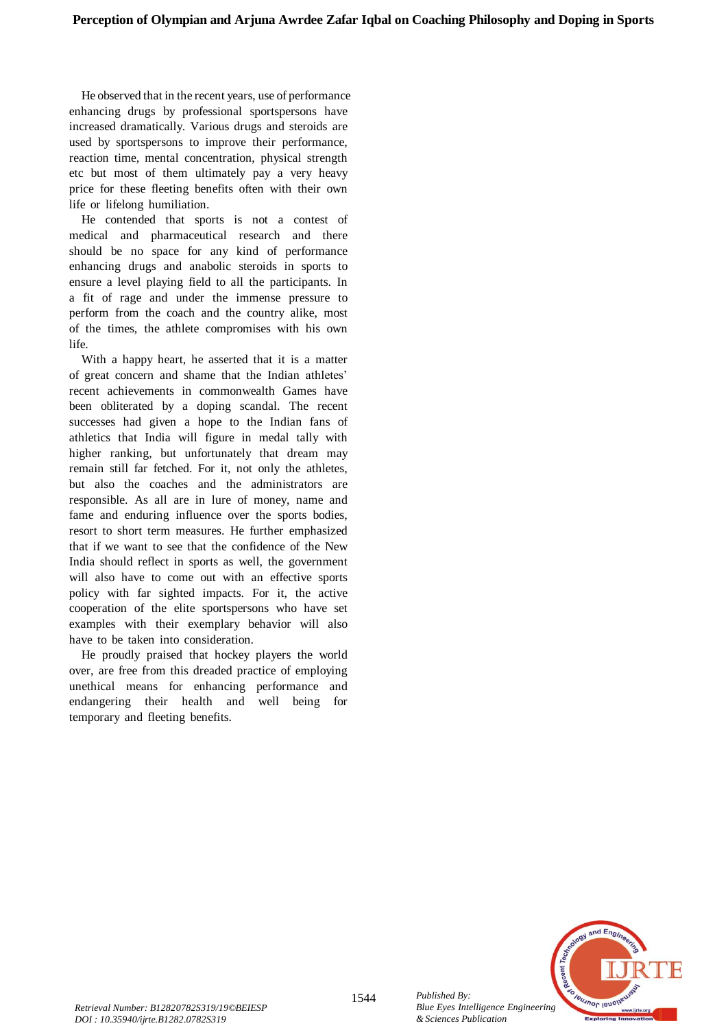He observed that in the recent years, use of performance enhancing drugs by professional sportspersons have increased dramatically. Various drugs and steroids are used by sportspersons to improve their performance, reaction time, mental concentration, physical strength etc but most of them ultimately pay a very heavy price for these fleeting benefits often with their own life or lifelong humiliation.

He contended that sports is not a contest of medical and pharmaceutical research and there should be no space for any kind of performance enhancing drugs and anabolic steroids in sports to ensure a level playing field to all the participants. In a fit of rage and under the immense pressure to perform from the coach and the country alike, most of the times, the athlete compromises with his own life.

With a happy heart, he asserted that it is a matter of great concern and shame that the Indian athletes' recent achievements in commonwealth Games have been obliterated by a doping scandal. The recent successes had given a hope to the Indian fans of athletics that India will figure in medal tally with higher ranking, but unfortunately that dream may remain still far fetched. For it, not only the athletes, but also the coaches and the administrators are responsible. As all are in lure of money, name and fame and enduring influence over the sports bodies, resort to short term measures. He further emphasized that if we want to see that the confidence of the New India should reflect in sports as well, the government will also have to come out with an effective sports policy with far sighted impacts. For it, the active cooperation of the elite sportspersons who have set examples with their exemplary behavior will also have to be taken into consideration.

He proudly praised that hockey players the world over, are free from this dreaded practice of employing unethical means for enhancing performance and endangering their health and well being for temporary and fleeting benefits.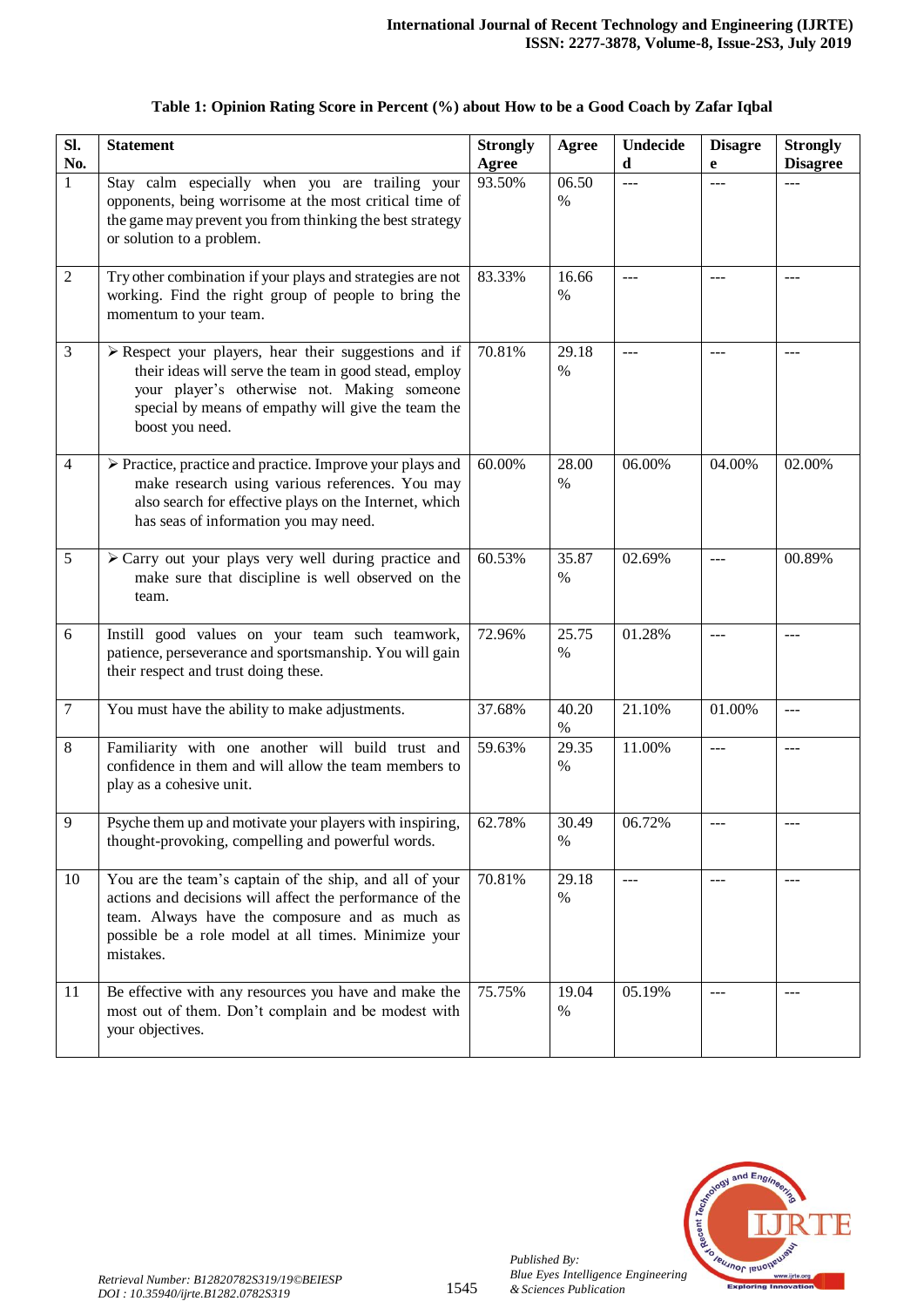**Table 1: Opinion Rating Score in Percent (%) about How to be a Good Coach by Zafar Iqbal**

| Sl. No. | Statement | Strongly Agree | Agree | Undecided | Disagree | Strongly Disagree |
|---|---|---|---|---|---|---|
| 1 | Stay calm especially when you are trailing your opponents, being worrisome at the most critical time of the game may prevent you from thinking the best strategy or solution to a problem. | 93.50% | 06.50 % | --- | --- | --- |
| 2 | Try other combination if your plays and strategies are not working. Find the right group of people to bring the momentum to your team. | 83.33% | 16.66 % | --- | --- | --- |
| 3 | ➢ Respect your players, hear their suggestions and if their ideas will serve the team in good stead, employ your player's otherwise not. Making someone special by means of empathy will give the team the boost you need. | 70.81% | 29.18 % | --- | --- | --- |
| 4 | ➢ Practice, practice and practice. Improve your plays and make research using various references. You may also search for effective plays on the Internet, which has seas of information you may need. | 60.00% | 28.00 % | 06.00% | 04.00% | 02.00% |
| 5 | ➢ Carry out your plays very well during practice and make sure that discipline is well observed on the team. | 60.53% | 35.87 % | 02.69% | --- | 00.89% |
| 6 | Instill good values on your team such teamwork, patience, perseverance and sportsmanship. You will gain their respect and trust doing these. | 72.96% | 25.75 % | 01.28% | --- | --- |
| 7 | You must have the ability to make adjustments. | 37.68% | 40.20 % | 21.10% | 01.00% | --- |
| 8 | Familiarity with one another will build trust and confidence in them and will allow the team members to play as a cohesive unit. | 59.63% | 29.35 % | 11.00% | --- | --- |
| 9 | Psyche them up and motivate your players with inspiring, thought-provoking, compelling and powerful words. | 62.78% | 30.49 % | 06.72% | --- | --- |
| 10 | You are the team's captain of the ship, and all of your actions and decisions will affect the performance of the team. Always have the composure and as much as possible be a role model at all times. Minimize your mistakes. | 70.81% | 29.18 % | --- | --- | --- |
| 11 | Be effective with any resources you have and make the most out of them. Don't complain and be modest with your objectives. | 75.75% | 19.04 % | 05.19% | --- | --- |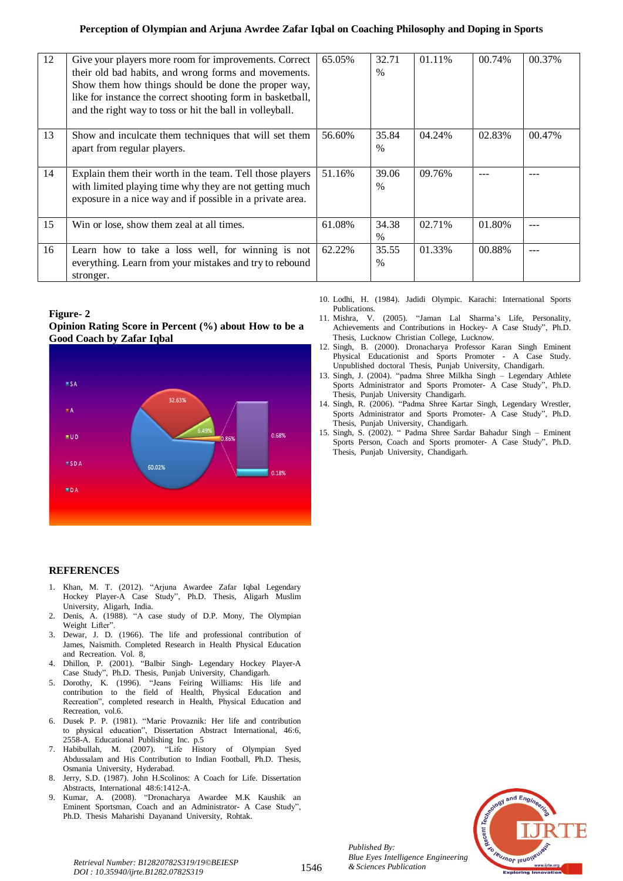| | | | | | | |
|---|---|---|---|---|---|---|
| 12 | Give your players more room for improvements. Correct their old bad habits, and wrong forms and movements. Show them how things should be done the proper way, like for instance the correct shooting form in basketball, and the right way to toss or hit the ball in volleyball. | 65.05% | 32.71 % | 01.11% | 00.74% | 00.37% |
| 13 | Show and inculcate them techniques that will set them apart from regular players. | 56.60% | 35.84 % | 04.24% | 02.83% | 00.47% |
| 14 | Explain them their worth in the team. Tell those players with limited playing time why they are not getting much exposure in a nice way and if possible in a private area. | 51.16% | 39.06 % | 09.76% | --- | --- |
| 15 | Win or lose, show them zeal at all times. | 61.08% | 34.38 % | 02.71% | 01.80% | --- |
| 16 | Learn how to take a loss well, for winning is not everything. Learn from your mistakes and try to rebound stronger. | 62.22% | 35.55 % | 01.33% | 00.88% | --- |

**Figure- 2**
**Opinion Rating Score in Percent (%) about How to be a Good Coach by Zafar Iqbal**

SA
A
UD
SDA
DA
32.63%
6.49%
0.86%
0.68%
60.02%
0.18%

## REFERENCES

1. Khan, M. T. (2012). "Arjuna Awardee Zafar Iqbal Legendary Hockey Player-A Case Study", Ph.D. Thesis, Aligarh Muslim University, Aligarh, India.
2. Denis, A. (1988). "A case study of D.P. Mony, The Olympian Weight Lifter".
3. Dewar, J. D. (1966). The life and professional contribution of James, Naismith. Completed Research in Health Physical Education and Recreation. Vol. 8,
4. Dhillon, P. (2001). "Balbir Singh- Legendary Hockey Player-A Case Study", Ph.D. Thesis, Punjab University, Chandigarh.
5. Dorothy, K. (1996). "Jeans Feiring Williams: His life and contribution to the field of Health, Physical Education and Recreation", completed research in Health, Physical Education and Recreation, vol.6.
6. Dusek P. P. (1981). "Marie Provaznik: Her life and contribution to physical education", Dissertation Abstract International, 46:6, 2558-A. Educational Publishing Inc. p.5
7. Habibullah, M. (2007). "Life History of Olympian Syed Abdussalam and His Contribution to Indian Football, Ph.D. Thesis, Osmania University, Hyderabad.
8. Jerry, S.D. (1987). John H.Scolinos: A Coach for Life. Dissertation Abstracts, International 48:6:1412-A.
9. Kumar, A. (2008). "Dronacharya Awardee M.K Kaushik an Eminent Sportsman, Coach and an Administrator- A Case Study", Ph.D. Thesis Maharishi Dayanand University, Rohtak.
10. Lodhi, H. (1984). Jadidi Olympic. Karachi: International Sports Publications.
11. Mishra, V. (2005). "Jaman Lal Sharma's Life, Personality, Achievements and Contributions in Hockey- A Case Study", Ph.D. Thesis, Lucknow Christian College, Lucknow.
12. Singh, B. (2000). Dronacharya Professor Karan Singh Eminent Physical Educationist and Sports Promoter - A Case Study. Unpublished doctoral Thesis, Punjab University, Chandigarh.
13. Singh, J. (2004). "padma Shree Milkha Singh – Legendary Athlete Sports Administrator and Sports Promoter- A Case Study", Ph.D. Thesis, Punjab University Chandigarh.
14. Singh, R. (2006). "Padma Shree Kartar Singh, Legendary Wrestler, Sports Administrator and Sports Promoter- A Case Study", Ph.D. Thesis, Punjab University, Chandigarh.
15. Singh, S. (2002). " Padma Shree Sardar Bahadur Singh – Eminent Sports Person, Coach and Sports promoter- A Case Study", Ph.D. Thesis, Punjab University, Chandigarh.